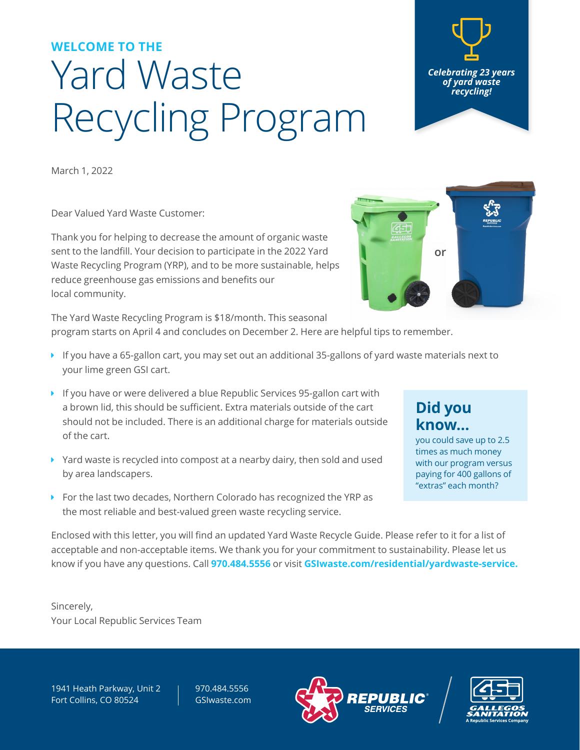**WELCOME TO THE**

# Yard Waste Recycling Program

*Celebrating 23 years of yard waste recycling!*

March 1, 2022

Dear Valued Yard Waste Customer:

Thank you for helping to decrease the amount of organic waste sent to the landfill. Your decision to participate in the 2022 Yard Waste Recycling Program (YRP), and to be more sustainable, helps reduce greenhouse gas emissions and benefits our local community.

or

The Yard Waste Recycling Program is $18/month. This seasonal program starts on April 4 and concludes on December 2. Here are helpful tips to remember.

- If you have a 65-gallon cart, you may set out an additional 35-gallons of yard waste materials next to your lime green GSI cart.
- If you have or were delivered a blue Republic Services 95-gallon cart with a brown lid, this should be sufficient. Extra materials outside of the cart should not be included. There is an additional charge for materials outside of the cart.
- Yard waste is recycled into compost at a nearby dairy, then sold and used by area landscapers.
- For the last two decades, Northern Colorado has recognized the YRP as the most reliable and best-valued green waste recycling service.

## Did you know...

you could save up to 2.5 times as much money with our program versus paying for 400 gallons of "extras" each month?

Enclosed with this letter, you will find an updated Yard Waste Recycle Guide. Please refer to it for a list of acceptable and non-acceptable items. We thank you for your commitment to sustainability. Please let us know if you have any questions. Call **970.484.5556** or visit **GSIwaste.com/residential/yardwaste-service.**

Sincerely,
Your Local Republic Services Team

1941 Heath Parkway, Unit 2
Fort Collins, CO 80524

970.484.5556
GSIwaste.com

REPUBLIC SERVICES

GALLEGOS SANITATION
A Republic Services Company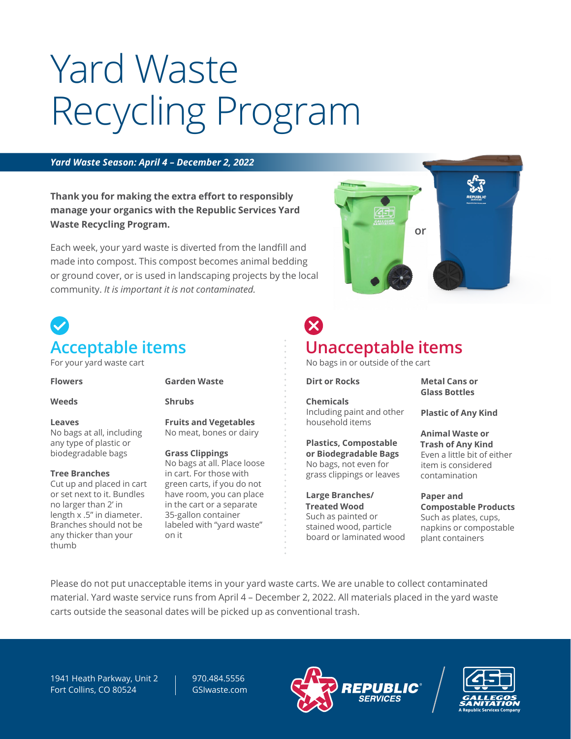# Yard Waste Recycling Program

***Yard Waste Season: April 4 – December 2, 2022***

**Thank you for making the extra effort to responsibly manage your organics with the Republic Services Yard Waste Recycling Program.**

Each week, your yard waste is diverted from the landfill and made into compost. This compost becomes animal bedding or ground cover, or is used in landscaping projects by the local community. *It is important it is not contaminated.*

or

## Acceptable items

For your yard waste cart

**Flowers**

**Weeds**

**Leaves**
No bags at all, including any type of plastic or biodegradable bags

**Tree Branches**
Cut up and placed in cart or set next to it. Bundles no larger than 2' in length x .5" in diameter. Branches should not be any thicker than your thumb

**Garden Waste**

**Shrubs**

**Fruits and Vegetables**
No meat, bones or dairy

**Grass Clippings**
No bags at all. Place loose in cart. For those with green carts, if you do not have room, you can place in the cart or a separate 35-gallon container labeled with "yard waste" on it

## Unacceptable items

No bags in or outside of the cart

**Dirt or Rocks**

**Chemicals**
Including paint and other household items

**Plastics, Compostable or Biodegradable Bags**
No bags, not even for grass clippings or leaves

**Large Branches/ Treated Wood**
Such as painted or stained wood, particle board or laminated wood

**Metal Cans or Glass Bottles**

**Plastic of Any Kind**

**Animal Waste or Trash of Any Kind**
Even a little bit of either item is considered contamination

**Paper and Compostable Products**
Such as plates, cups, napkins or compostable plant containers

Please do not put unacceptable items in your yard waste carts. We are unable to collect contaminated material. Yard waste service runs from April 4 – December 2, 2022. All materials placed in the yard waste carts outside the seasonal dates will be picked up as conventional trash.

1941 Heath Parkway, Unit 2
Fort Collins, CO 80524

970.484.5556
GSIwaste.com

REPUBLIC SERVICES

GALLEGOS SANITATION
A Republic Services Company